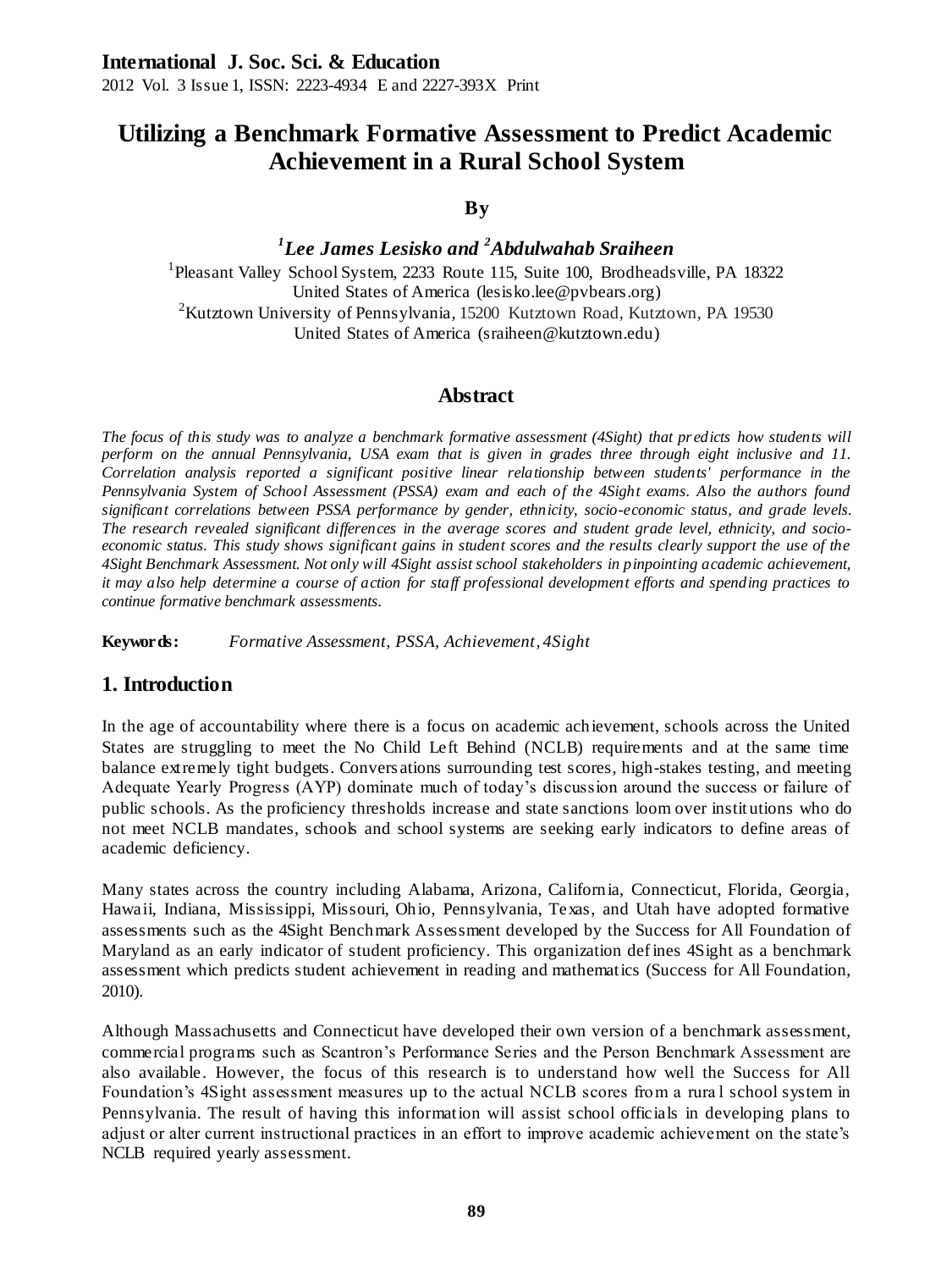# Utilizing a Benchmark Formative Assessment to Predict Academic Achievement in a Rural School System

**By**

***[1]Lee James Lesisko and [2]Abdulwahab Sraiheen***

[1]Pleasant Valley School System, 2233 Route 115, Suite 100, Brodheadsville, PA 18322
United States of America (lesisko.lee@pvbears.org)
[2]Kutztown University of Pennsylvania, 15200 Kutztown Road, Kutztown, PA 19530
United States of America (sraiheen@kutztown.edu)

## Abstract

*The focus of this study was to analyze a benchmark formative assessment (4Sight) that predicts how students will perform on the annual Pennsylvania, USA exam that is given in grades three through eight inclusive and 11. Correlation analysis reported a significant positive linear relationship between students' performance in the Pennsylvania System of School Assessment (PSSA) exam and each of the 4Sight exams. Also the authors found significant correlations between PSSA performance by gender, ethnicity, socio-economic status, and grade levels. The research revealed significant differences in the average scores and student grade level, ethnicity, and socio-economic status. This study shows significant gains in student scores and the results clearly support the use of the 4Sight Benchmark Assessment. Not only will 4Sight assist school stakeholders in pinpointing academic achievement, it may also help determine a course of action for staff professional development efforts and spending practices to continue formative benchmark assessments.*

**Keywords:** *Formative Assessment, PSSA, Achievement, 4Sight*

## 1. Introduction

In the age of accountability where there is a focus on academic achievement, schools across the United States are struggling to meet the No Child Left Behind (NCLB) requirements and at the same time balance extremely tight budgets. Conversations surrounding test scores, high-stakes testing, and meeting Adequate Yearly Progress (AYP) dominate much of today's discussion around the success or failure of public schools. As the proficiency thresholds increase and state sanctions loom over institutions who do not meet NCLB mandates, schools and school systems are seeking early indicators to define areas of academic deficiency.

Many states across the country including Alabama, Arizona, California, Connecticut, Florida, Georgia, Hawaii, Indiana, Mississippi, Missouri, Ohio, Pennsylvania, Texas, and Utah have adopted formative assessments such as the 4Sight Benchmark Assessment developed by the Success for All Foundation of Maryland as an early indicator of student proficiency. This organization defines 4Sight as a benchmark assessment which predicts student achievement in reading and mathematics (Success for All Foundation, 2010).

Although Massachusetts and Connecticut have developed their own version of a benchmark assessment, commercial programs such as Scantron's Performance Series and the Person Benchmark Assessment are also available. However, the focus of this research is to understand how well the Success for All Foundation's 4Sight assessment measures up to the actual NCLB scores from a rural school system in Pennsylvania. The result of having this information will assist school officials in developing plans to adjust or alter current instructional practices in an effort to improve academic achievement on the state's NCLB required yearly assessment.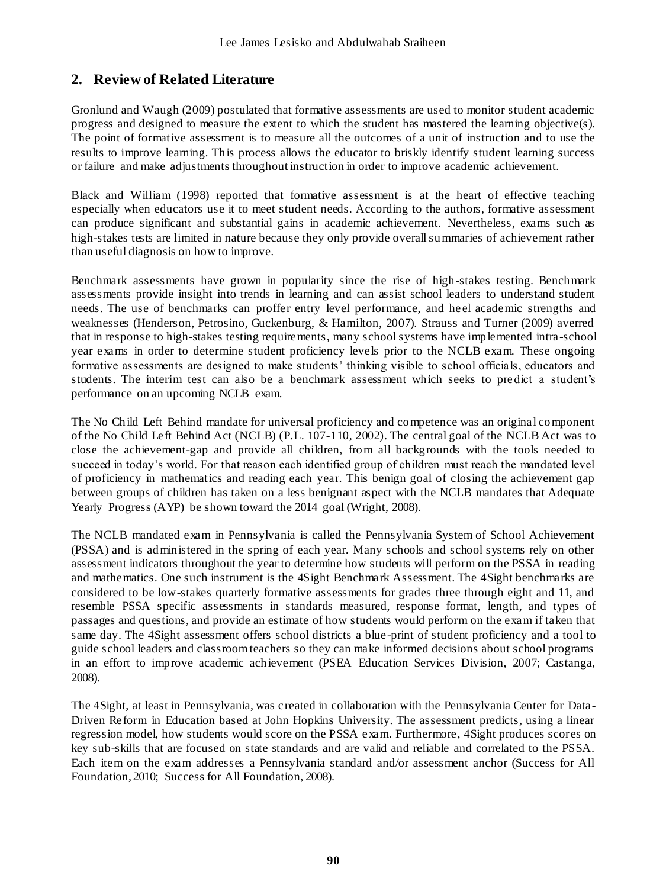## 2. Review of Related Literature

Gronlund and Waugh (2009) postulated that formative assessments are used to monitor student academic progress and designed to measure the extent to which the student has mastered the learning objective(s). The point of formative assessment is to measure all the outcomes of a unit of instruction and to use the results to improve learning. This process allows the educator to briskly identify student learning success or failure and make adjustments throughout instruction in order to improve academic achievement.

Black and William (1998) reported that formative assessment is at the heart of effective teaching especially when educators use it to meet student needs. According to the authors, formative assessment can produce significant and substantial gains in academic achievement. Nevertheless, exams such as high-stakes tests are limited in nature because they only provide overall summaries of achievement rather than useful diagnosis on how to improve.

Benchmark assessments have grown in popularity since the rise of high-stakes testing. Benchmark assessments provide insight into trends in learning and can assist school leaders to understand student needs. The use of benchmarks can proffer entry level performance, and heel academic strengths and weaknesses (Henderson, Petrosino, Guckenburg, & Hamilton, 2007). Strauss and Turner (2009) averred that in response to high-stakes testing requirements, many school systems have implemented intra-school year exams in order to determine student proficiency levels prior to the NCLB exam. These ongoing formative assessments are designed to make students' thinking visible to school officials, educators and students. The interim test can also be a benchmark assessment which seeks to predict a student's performance on an upcoming NCLB exam.

The No Child Left Behind mandate for universal proficiency and competence was an original component of the No Child Left Behind Act (NCLB) (P.L. 107-110, 2002). The central goal of the NCLB Act was to close the achievement-gap and provide all children, from all backgrounds with the tools needed to succeed in today's world. For that reason each identified group of children must reach the mandated level of proficiency in mathematics and reading each year. This benign goal of closing the achievement gap between groups of children has taken on a less benignant aspect with the NCLB mandates that Adequate Yearly Progress (AYP) be shown toward the 2014 goal (Wright, 2008).

The NCLB mandated exam in Pennsylvania is called the Pennsylvania System of School Achievement (PSSA) and is administered in the spring of each year. Many schools and school systems rely on other assessment indicators throughout the year to determine how students will perform on the PSSA in reading and mathematics. One such instrument is the 4Sight Benchmark Assessment. The 4Sight benchmarks are considered to be low-stakes quarterly formative assessments for grades three through eight and 11, and resemble PSSA specific assessments in standards measured, response format, length, and types of passages and questions, and provide an estimate of how students would perform on the exam if taken that same day. The 4Sight assessment offers school districts a blue-print of student proficiency and a tool to guide school leaders and classroom teachers so they can make informed decisions about school programs in an effort to improve academic achievement (PSEA Education Services Division, 2007; Castanga, 2008).

The 4Sight, at least in Pennsylvania, was created in collaboration with the Pennsylvania Center for Data-Driven Reform in Education based at John Hopkins University. The assessment predicts, using a linear regression model, how students would score on the PSSA exam. Furthermore, 4Sight produces scores on key sub-skills that are focused on state standards and are valid and reliable and correlated to the PSSA. Each item on the exam addresses a Pennsylvania standard and/or assessment anchor (Success for All Foundation, 2010; Success for All Foundation, 2008).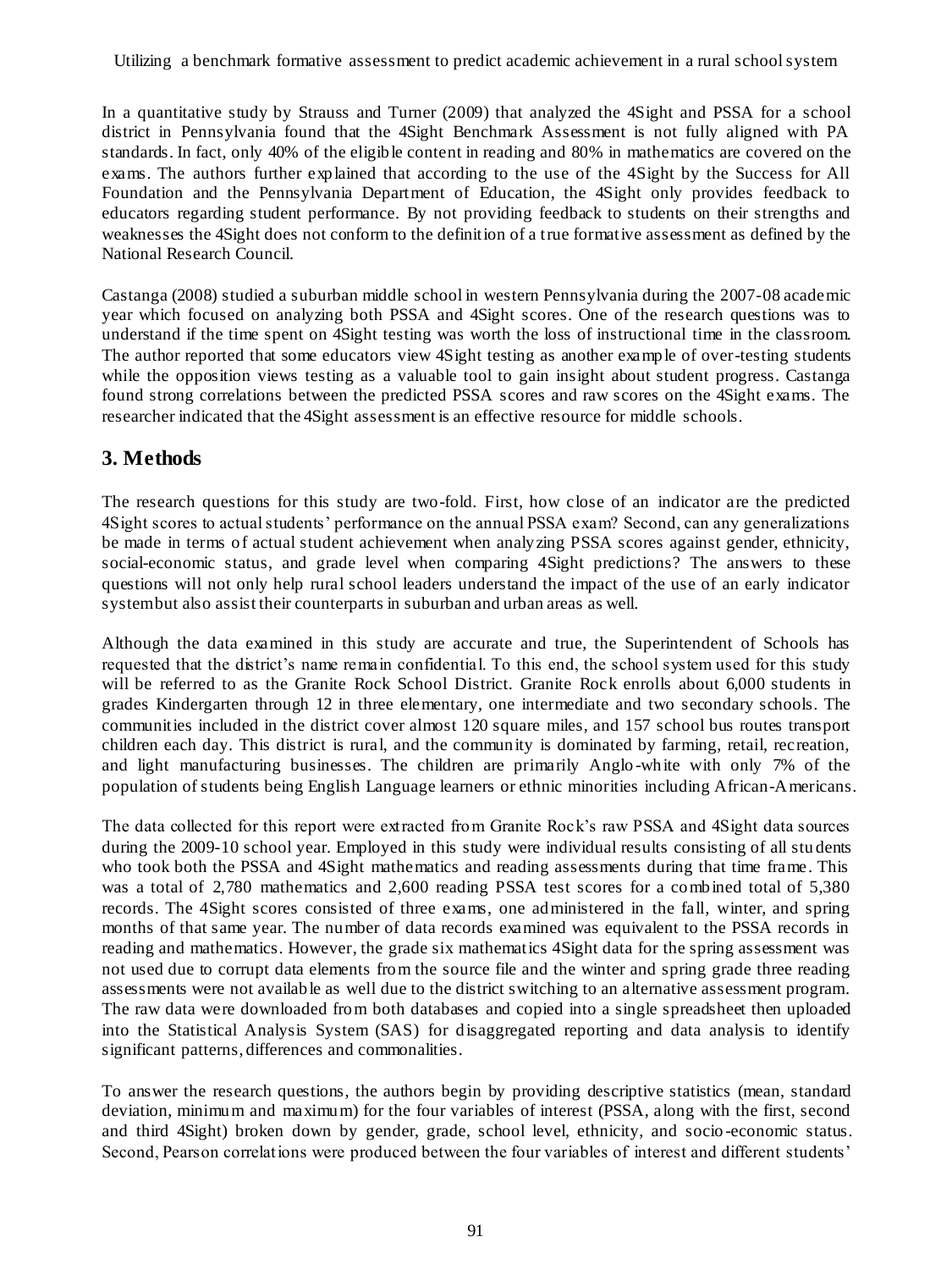In a quantitative study by Strauss and Turner (2009) that analyzed the 4Sight and PSSA for a school district in Pennsylvania found that the 4Sight Benchmark Assessment is not fully aligned with PA standards. In fact, only 40% of the eligible content in reading and 80% in mathematics are covered on the exams. The authors further explained that according to the use of the 4Sight by the Success for All Foundation and the Pennsylvania Department of Education, the 4Sight only provides feedback to educators regarding student performance. By not providing feedback to students on their strengths and weaknesses the 4Sight does not conform to the definition of a true formative assessment as defined by the National Research Council.

Castanga (2008) studied a suburban middle school in western Pennsylvania during the 2007-08 academic year which focused on analyzing both PSSA and 4Sight scores. One of the research questions was to understand if the time spent on 4Sight testing was worth the loss of instructional time in the classroom. The author reported that some educators view 4Sight testing as another example of over-testing students while the opposition views testing as a valuable tool to gain insight about student progress. Castanga found strong correlations between the predicted PSSA scores and raw scores on the 4Sight exams. The researcher indicated that the 4Sight assessment is an effective resource for middle schools.

## 3. Methods

The research questions for this study are two-fold. First, how close of an indicator are the predicted 4Sight scores to actual students' performance on the annual PSSA exam? Second, can any generalizations be made in terms of actual student achievement when analyzing PSSA scores against gender, ethnicity, social-economic status, and grade level when comparing 4Sight predictions? The answers to these questions will not only help rural school leaders understand the impact of the use of an early indicator system but also assist their counterparts in suburban and urban areas as well.

Although the data examined in this study are accurate and true, the Superintendent of Schools has requested that the district's name remain confidential. To this end, the school system used for this study will be referred to as the Granite Rock School District. Granite Rock enrolls about 6,000 students in grades Kindergarten through 12 in three elementary, one intermediate and two secondary schools. The communities included in the district cover almost 120 square miles, and 157 school bus routes transport children each day. This district is rural, and the community is dominated by farming, retail, recreation, and light manufacturing businesses. The children are primarily Anglo-white with only 7% of the population of students being English Language learners or ethnic minorities including African-Americans.

The data collected for this report were extracted from Granite Rock's raw PSSA and 4Sight data sources during the 2009-10 school year. Employed in this study were individual results consisting of all students who took both the PSSA and 4Sight mathematics and reading assessments during that time frame. This was a total of 2,780 mathematics and 2,600 reading PSSA test scores for a combined total of 5,380 records. The 4Sight scores consisted of three exams, one administered in the fall, winter, and spring months of that same year. The number of data records examined was equivalent to the PSSA records in reading and mathematics. However, the grade six mathematics 4Sight data for the spring assessment was not used due to corrupt data elements from the source file and the winter and spring grade three reading assessments were not available as well due to the district switching to an alternative assessment program. The raw data were downloaded from both databases and copied into a single spreadsheet then uploaded into the Statistical Analysis System (SAS) for disaggregated reporting and data analysis to identify significant patterns, differences and commonalities.

To answer the research questions, the authors begin by providing descriptive statistics (mean, standard deviation, minimum and maximum) for the four variables of interest (PSSA, along with the first, second and third 4Sight) broken down by gender, grade, school level, ethnicity, and socio-economic status. Second, Pearson correlations were produced between the four variables of interest and different students'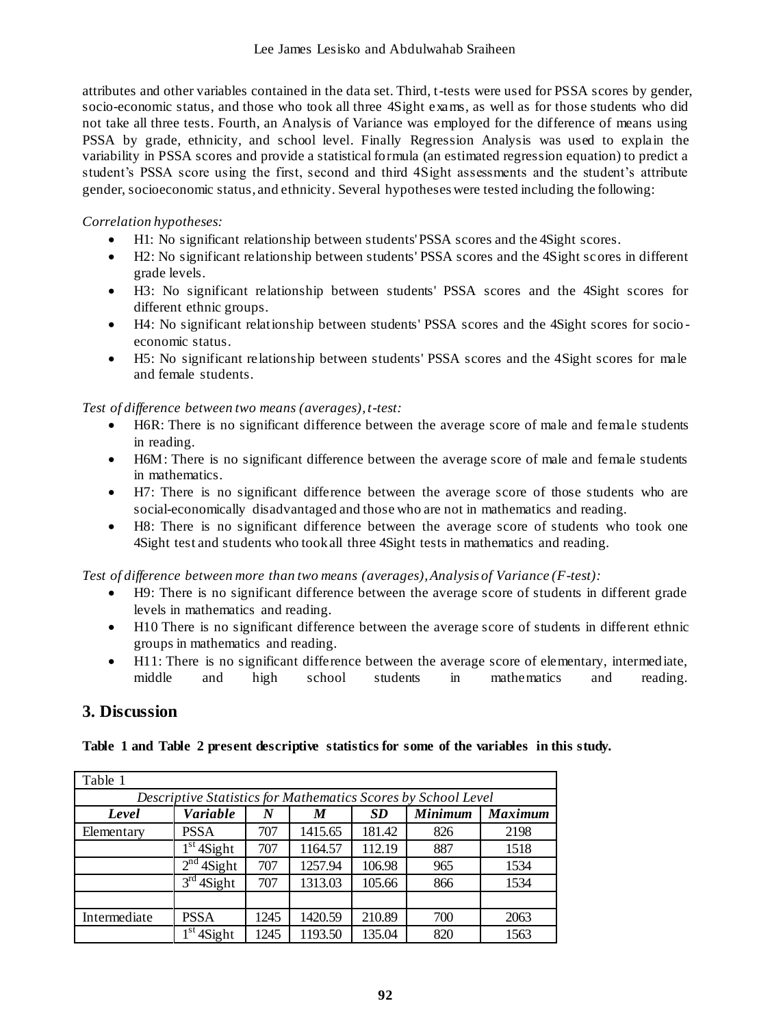attributes and other variables contained in the data set. Third, t-tests were used for PSSA scores by gender, socio-economic status, and those who took all three 4Sight exams, as well as for those students who did not take all three tests. Fourth, an Analysis of Variance was employed for the difference of means using PSSA by grade, ethnicity, and school level. Finally Regression Analysis was used to explain the variability in PSSA scores and provide a statistical formula (an estimated regression equation) to predict a student's PSSA score using the first, second and third 4Sight assessments and the student's attribute gender, socioeconomic status, and ethnicity. Several hypotheses were tested including the following:

*Correlation hypotheses:*

- H1: No significant relationship between students' PSSA scores and the 4Sight scores.
- H2: No significant relationship between students' PSSA scores and the 4Sight scores in different grade levels.
- H3: No significant relationship between students' PSSA scores and the 4Sight scores for different ethnic groups.
- H4: No significant relationship between students' PSSA scores and the 4Sight scores for socio-economic status.
- H5: No significant relationship between students' PSSA scores and the 4Sight scores for male and female students.

*Test of difference between two means (averages), t-test:*

- H6R: There is no significant difference between the average score of male and female students in reading.
- H6M: There is no significant difference between the average score of male and female students in mathematics.
- H7: There is no significant difference between the average score of those students who are social-economically disadvantaged and those who are not in mathematics and reading.
- H8: There is no significant difference between the average score of students who took one 4Sight test and students who took all three 4Sight tests in mathematics and reading.

*Test of difference between more than two means (averages), Analysis of Variance (F-test):*

- H9: There is no significant difference between the average score of students in different grade levels in mathematics and reading.
- H10 There is no significant difference between the average score of students in different ethnic groups in mathematics and reading.
- H11: There is no significant difference between the average score of elementary, intermediate, middle and high school students in mathematics and reading.

## 3. Discussion

**Table 1 and Table 2 present descriptive statistics for some of the variables in this study.**

Table 1

*Descriptive Statistics for Mathematics Scores by School Level*

| *Level* | *Variable* | *N* | *M* | *SD* | *Minimum* | *Maximum* |
|---|---|---|---|---|---|---|
| Elementary | PSSA | 707 | 1415.65 | 181.42 | 826 | 2198 |
| | $1^{st}$ 4Sight | 707 | 1164.57 | 112.19 | 887 | 1518 |
| | $2^{nd}$ 4Sight | 707 | 1257.94 | 106.98 | 965 | 1534 |
| | $3^{rd}$ 4Sight | 707 | 1313.03 | 105.66 | 866 | 1534 |
| | | | | | | |
| Intermediate | PSSA | 1245 | 1420.59 | 210.89 | 700 | 2063 |
| | $1^{st}$ 4Sight | 1245 | 1193.50 | 135.04 | 820 | 1563 |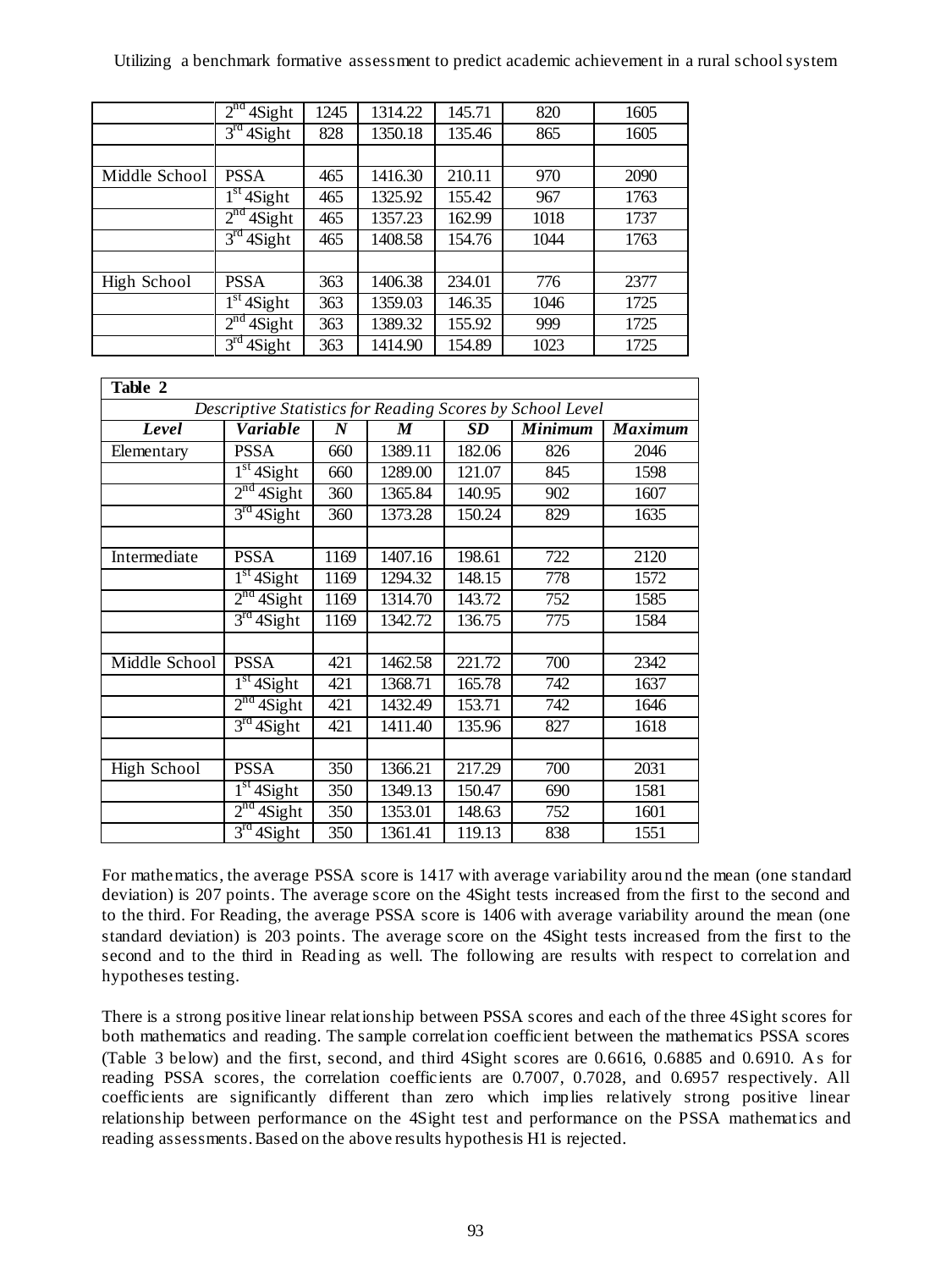| | 2nd 4Sight | 1245 | 1314.22 | 145.71 | 820 | 1605 |
|---|---|---|---|---|---|---|
| | 3rd 4Sight | 828 | 1350.18 | 135.46 | 865 | 1605 |
| | | | | | | |
| Middle School | PSSA | 465 | 1416.30 | 210.11 | 970 | 2090 |
| | 1st 4Sight | 465 | 1325.92 | 155.42 | 967 | 1763 |
| | 2nd 4Sight | 465 | 1357.23 | 162.99 | 1018 | 1737 |
| | 3rd 4Sight | 465 | 1408.58 | 154.76 | 1044 | 1763 |
| | | | | | | |
| High School | PSSA | 363 | 1406.38 | 234.01 | 776 | 2377 |
| | 1st 4Sight | 363 | 1359.03 | 146.35 | 1046 | 1725 |
| | 2nd 4Sight | 363 | 1389.32 | 155.92 | 999 | 1725 |
| | 3rd 4Sight | 363 | 1414.90 | 154.89 | 1023 | 1725 |

**Table 2**

*Descriptive Statistics for Reading Scores by School Level*

| *Level* | *Variable* | *N* | *M* | *SD* | *Minimum* | *Maximum* |
|---|---|---|---|---|---|---|
| Elementary | PSSA | 660 | 1389.11 | 182.06 | 826 | 2046 |
| | 1st 4Sight | 660 | 1289.00 | 121.07 | 845 | 1598 |
| | 2nd 4Sight | 360 | 1365.84 | 140.95 | 902 | 1607 |
| | 3rd 4Sight | 360 | 1373.28 | 150.24 | 829 | 1635 |
| | | | | | | |
| Intermediate | PSSA | 1169 | 1407.16 | 198.61 | 722 | 2120 |
| | 1st 4Sight | 1169 | 1294.32 | 148.15 | 778 | 1572 |
| | 2nd 4Sight | 1169 | 1314.70 | 143.72 | 752 | 1585 |
| | 3rd 4Sight | 1169 | 1342.72 | 136.75 | 775 | 1584 |
| | | | | | | |
| Middle School | PSSA | 421 | 1462.58 | 221.72 | 700 | 2342 |
| | 1st 4Sight | 421 | 1368.71 | 165.78 | 742 | 1637 |
| | 2nd 4Sight | 421 | 1432.49 | 153.71 | 742 | 1646 |
| | 3rd 4Sight | 421 | 1411.40 | 135.96 | 827 | 1618 |
| | | | | | | |
| High School | PSSA | 350 | 1366.21 | 217.29 | 700 | 2031 |
| | 1st 4Sight | 350 | 1349.13 | 150.47 | 690 | 1581 |
| | 2nd 4Sight | 350 | 1353.01 | 148.63 | 752 | 1601 |
| | 3rd 4Sight | 350 | 1361.41 | 119.13 | 838 | 1551 |

For mathematics, the average PSSA score is 1417 with average variability around the mean (one standard deviation) is 207 points. The average score on the 4Sight tests increased from the first to the second and to the third. For Reading, the average PSSA score is 1406 with average variability around the mean (one standard deviation) is 203 points. The average score on the 4Sight tests increased from the first to the second and to the third in Reading as well. The following are results with respect to correlation and hypotheses testing.

There is a strong positive linear relationship between PSSA scores and each of the three 4Sight scores for both mathematics and reading. The sample correlation coefficient between the mathematics PSSA scores (Table 3 below) and the first, second, and third 4Sight scores are 0.6616, 0.6885 and 0.6910. As for reading PSSA scores, the correlation coefficients are 0.7007, 0.7028, and 0.6957 respectively. All coefficients are significantly different than zero which implies relatively strong positive linear relationship between performance on the 4Sight test and performance on the PSSA mathematics and reading assessments. Based on the above results hypothesis H1 is rejected.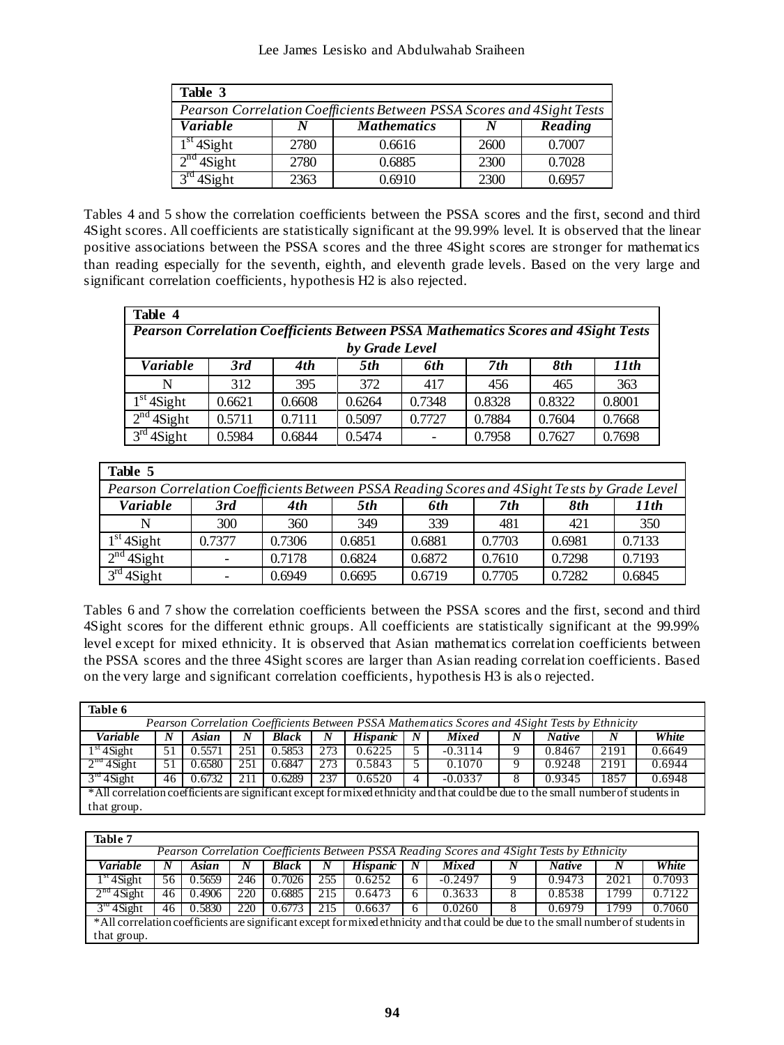| Table 3 | | | | |
|---|---|---|---|---|
| *Pearson Correlation Coefficients Between PSSA Scores and 4Sight Tests* | | | | |
| ***Variable*** | ***N*** | ***Mathematics*** | ***N*** | ***Reading*** |
| 1st 4Sight | 2780 | 0.6616 | 2600 | 0.7007 |
| 2nd 4Sight | 2780 | 0.6885 | 2300 | 0.7028 |
| 3rd 4Sight | 2363 | 0.6910 | 2300 | 0.6957 |

Tables 4 and 5 show the correlation coefficients between the PSSA scores and the first, second and third 4Sight scores. All coefficients are statistically significant at the 99.99% level. It is observed that the linear positive associations between the PSSA scores and the three 4Sight scores are stronger for mathematics than reading especially for the seventh, eighth, and eleventh grade levels. Based on the very large and significant correlation coefficients, hypothesis H2 is also rejected.

| Table 4 | | | | | | | |
|---|---|---|---|---|---|---|---|
| ***Pearson Correlation Coefficients Between PSSA Mathematics Scores and 4Sight Tests by Grade Level*** | | | | | | | |
| ***Variable*** | ***3rd*** | ***4th*** | ***5th*** | ***6th*** | ***7th*** | ***8th*** | ***11th*** |
| N | 312 | 395 | 372 | 417 | 456 | 465 | 363 |
| 1st 4Sight | 0.6621 | 0.6608 | 0.6264 | 0.7348 | 0.8328 | 0.8322 | 0.8001 |
| 2nd 4Sight | 0.5711 | 0.7111 | 0.5097 | 0.7727 | 0.7884 | 0.7604 | 0.7668 |
| 3rd 4Sight | 0.5984 | 0.6844 | 0.5474 | - | 0.7958 | 0.7627 | 0.7698 |

| Table 5 | | | | | | | |
|---|---|---|---|---|---|---|---|
| *Pearson Correlation Coefficients Between PSSA Reading Scores and 4Sight Tests by Grade Level* | | | | | | | |
| ***Variable*** | ***3rd*** | ***4th*** | ***5th*** | ***6th*** | ***7th*** | ***8th*** | ***11th*** |
| N | 300 | 360 | 349 | 339 | 481 | 421 | 350 |
| 1st 4Sight | 0.7377 | 0.7306 | 0.6851 | 0.6881 | 0.7703 | 0.6981 | 0.7133 |
| 2nd 4Sight | - | 0.7178 | 0.6824 | 0.6872 | 0.7610 | 0.7298 | 0.7193 |
| 3rd 4Sight | - | 0.6949 | 0.6695 | 0.6719 | 0.7705 | 0.7282 | 0.6845 |

Tables 6 and 7 show the correlation coefficients between the PSSA scores and the first, second and third 4Sight scores for the different ethnic groups. All coefficients are statistically significant at the 99.99% level except for mixed ethnicity. It is observed that Asian mathematics correlation coefficients between the PSSA scores and the three 4Sight scores are larger than Asian reading correlation coefficients. Based on the very large and significant correlation coefficients, hypothesis H3 is also rejected.

| Table 6 | | | | | | | | | | | | |
|---|---|---|---|---|---|---|---|---|---|---|---|---|
| *Pearson Correlation Coefficients Between PSSA Mathematics Scores and 4Sight Tests by Ethnicity* | | | | | | | | | | | | |
| ***Variable*** | ***N*** | ***Asian*** | ***N*** | ***Black*** | ***N*** | ***Hispanic*** | ***N*** | ***Mixed*** | ***N*** | ***Native*** | ***N*** | ***White*** |
| 1st 4Sight | 51 | 0.5571 | 251 | 0.5853 | 273 | 0.6225 | 5 | -0.3114 | 9 | 0.8467 | 2191 | 0.6649 |
| 2nd 4Sight | 51 | 0.6580 | 251 | 0.6847 | 273 | 0.5843 | 5 | 0.1070 | 9 | 0.9248 | 2191 | 0.6944 |
| 3rd 4Sight | 46 | 0.6732 | 211 | 0.6289 | 237 | 0.6520 | 4 | -0.0337 | 8 | 0.9345 | 1857 | 0.6948 |
| *All correlation coefficients are significant except for mixed ethnicity and that could be due to the small number of students in that group. | | | | | | | | | | | | |

| Table 7 | | | | | | | | | | | | |
|---|---|---|---|---|---|---|---|---|---|---|---|---|
| *Pearson Correlation Coefficients Between PSSA Reading Scores and 4Sight Tests by Ethnicity* | | | | | | | | | | | | |
| ***Variable*** | ***N*** | ***Asian*** | ***N*** | ***Black*** | ***N*** | ***Hispanic*** | ***N*** | ***Mixed*** | ***N*** | ***Native*** | ***N*** | ***White*** |
| 1st 4Sight | 56 | 0.5659 | 246 | 0.7026 | 255 | 0.6252 | 6 | -0.2497 | 9 | 0.9473 | 2021 | 0.7093 |
| 2nd 4Sight | 46 | 0.4906 | 220 | 0.6885 | 215 | 0.6473 | 6 | 0.3633 | 8 | 0.8538 | 1799 | 0.7122 |
| 3rd 4Sight | 46 | 0.5830 | 220 | 0.6773 | 215 | 0.6637 | 6 | 0.0260 | 8 | 0.6979 | 1799 | 0.7060 |
| *All correlation coefficients are significant except for mixed ethnicity and that could be due to the small number of students in that group. | | | | | | | | | | | | |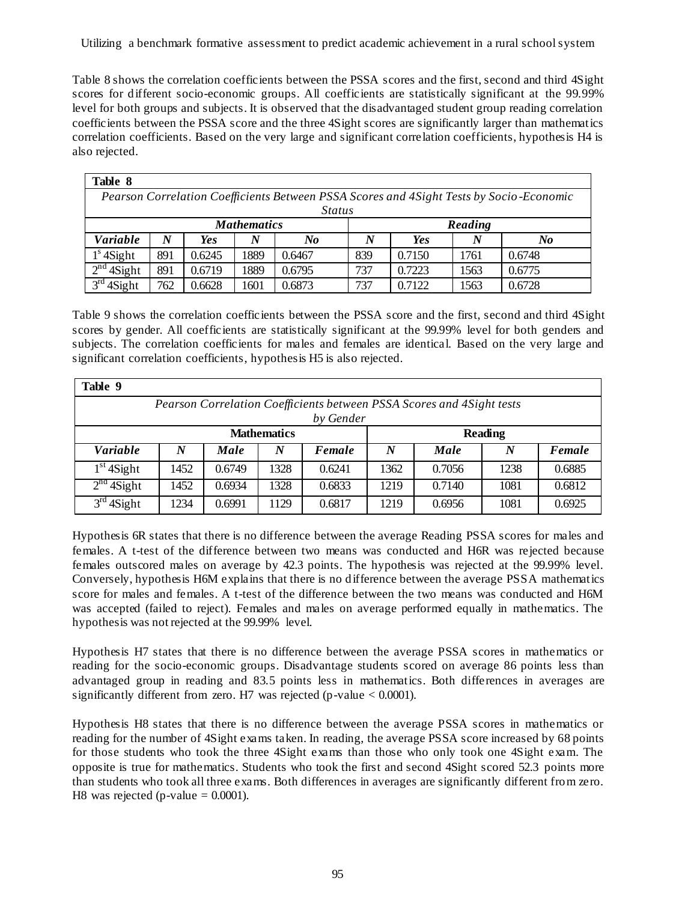Table 8 shows the correlation coefficients between the PSSA scores and the first, second and third 4Sight scores for different socio-economic groups. All coefficients are statistically significant at the 99.99% level for both groups and subjects. It is observed that the disadvantaged student group reading correlation coefficients between the PSSA score and the three 4Sight scores are significantly larger than mathematics correlation coefficients. Based on the very large and significant correlation coefficients, hypothesis H4 is also rejected.

**Table 8**

*Pearson Correlation Coefficients Between PSSA Scores and 4Sight Tests by Socio-Economic Status*

| | **Mathematics** | | | | **Reading** | | | |
|---|---|---|---|---|---|---|---|---|
| ***Variable*** | ***N*** | ***Yes*** | ***N*** | ***No*** | ***N*** | ***Yes*** | ***N*** | ***No*** |
| 1st 4Sight | 891 | 0.6245 | 1889 | 0.6467 | 839 | 0.7150 | 1761 | 0.6748 |
| 2nd 4Sight | 891 | 0.6719 | 1889 | 0.6795 | 737 | 0.7223 | 1563 | 0.6775 |
| 3rd 4Sight | 762 | 0.6628 | 1601 | 0.6873 | 737 | 0.7122 | 1563 | 0.6728 |

Table 9 shows the correlation coefficients between the PSSA score and the first, second and third 4Sight scores by gender. All coefficients are statistically significant at the 99.99% level for both genders and subjects. The correlation coefficients for males and females are identical. Based on the very large and significant correlation coefficients, hypothesis H5 is also rejected.

**Table 9**

*Pearson Correlation Coefficients between PSSA Scores and 4Sight tests by Gender*

| | **Mathematics** | | | | **Reading** | | | |
|---|---|---|---|---|---|---|---|---|
| ***Variable*** | ***N*** | ***Male*** | ***N*** | ***Female*** | ***N*** | ***Male*** | ***N*** | ***Female*** |
| 1st 4Sight | 1452 | 0.6749 | 1328 | 0.6241 | 1362 | 0.7056 | 1238 | 0.6885 |
| 2nd 4Sight | 1452 | 0.6934 | 1328 | 0.6833 | 1219 | 0.7140 | 1081 | 0.6812 |
| 3rd 4Sight | 1234 | 0.6991 | 1129 | 0.6817 | 1219 | 0.6956 | 1081 | 0.6925 |

Hypothesis 6R states that there is no difference between the average Reading PSSA scores for males and females. A t-test of the difference between two means was conducted and H6R was rejected because females outscored males on average by 42.3 points. The hypothesis was rejected at the 99.99% level. Conversely, hypothesis H6M explains that there is no difference between the average PSSA mathematics score for males and females. A t-test of the difference between the two means was conducted and H6M was accepted (failed to reject). Females and males on average performed equally in mathematics. The hypothesis was not rejected at the 99.99% level.

Hypothesis H7 states that there is no difference between the average PSSA scores in mathematics or reading for the socio-economic groups. Disadvantage students scored on average 86 points less than advantaged group in reading and 83.5 points less in mathematics. Both differences in averages are significantly different from zero. H7 was rejected (p-value < 0.0001).

Hypothesis H8 states that there is no difference between the average PSSA scores in mathematics or reading for the number of 4Sight exams taken. In reading, the average PSSA score increased by 68 points for those students who took the three 4Sight exams than those who only took one 4Sight exam. The opposite is true for mathematics. Students who took the first and second 4Sight scored 52.3 points more than students who took all three exams. Both differences in averages are significantly different from zero. H8 was rejected (p-value = 0.0001).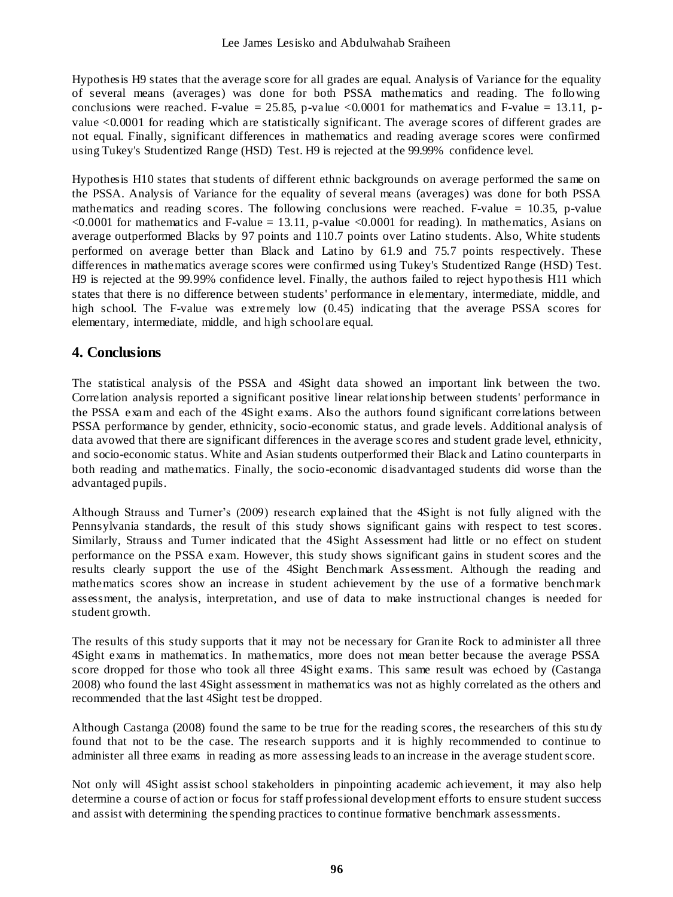Hypothesis H9 states that the average score for all grades are equal. Analysis of Variance for the equality of several means (averages) was done for both PSSA mathematics and reading. The following conclusions were reached. F-value = 25.85, p-value <0.0001 for mathematics and F-value = 13.11, p-value <0.0001 for reading which are statistically significant. The average scores of different grades are not equal. Finally, significant differences in mathematics and reading average scores were confirmed using Tukey's Studentized Range (HSD) Test. H9 is rejected at the 99.99% confidence level.

Hypothesis H10 states that students of different ethnic backgrounds on average performed the same on the PSSA. Analysis of Variance for the equality of several means (averages) was done for both PSSA mathematics and reading scores. The following conclusions were reached. F-value = 10.35, p-value <0.0001 for mathematics and F-value = 13.11, p-value <0.0001 for reading). In mathematics, Asians on average outperformed Blacks by 97 points and 110.7 points over Latino students. Also, White students performed on average better than Black and Latino by 61.9 and 75.7 points respectively. These differences in mathematics average scores were confirmed using Tukey's Studentized Range (HSD) Test. H9 is rejected at the 99.99% confidence level. Finally, the authors failed to reject hypothesis H11 which states that there is no difference between students' performance in elementary, intermediate, middle, and high school. The F-value was extremely low (0.45) indicating that the average PSSA scores for elementary, intermediate, middle, and high school are equal.

## 4. Conclusions

The statistical analysis of the PSSA and 4Sight data showed an important link between the two. Correlation analysis reported a significant positive linear relationship between students' performance in the PSSA exam and each of the 4Sight exams. Also the authors found significant correlations between PSSA performance by gender, ethnicity, socio-economic status, and grade levels. Additional analysis of data avowed that there are significant differences in the average scores and student grade level, ethnicity, and socio-economic status. White and Asian students outperformed their Black and Latino counterparts in both reading and mathematics. Finally, the socio-economic disadvantaged students did worse than the advantaged pupils.

Although Strauss and Turner's (2009) research explained that the 4Sight is not fully aligned with the Pennsylvania standards, the result of this study shows significant gains with respect to test scores. Similarly, Strauss and Turner indicated that the 4Sight Assessment had little or no effect on student performance on the PSSA exam. However, this study shows significant gains in student scores and the results clearly support the use of the 4Sight Benchmark Assessment. Although the reading and mathematics scores show an increase in student achievement by the use of a formative benchmark assessment, the analysis, interpretation, and use of data to make instructional changes is needed for student growth.

The results of this study supports that it may not be necessary for Granite Rock to administer all three 4Sight exams in mathematics. In mathematics, more does not mean better because the average PSSA score dropped for those who took all three 4Sight exams. This same result was echoed by (Castanga 2008) who found the last 4Sight assessment in mathematics was not as highly correlated as the others and recommended that the last 4Sight test be dropped.

Although Castanga (2008) found the same to be true for the reading scores, the researchers of this study found that not to be the case. The research supports and it is highly recommended to continue to administer all three exams in reading as more assessing leads to an increase in the average student score.

Not only will 4Sight assist school stakeholders in pinpointing academic achievement, it may also help determine a course of action or focus for staff professional development efforts to ensure student success and assist with determining the spending practices to continue formative benchmark assessments.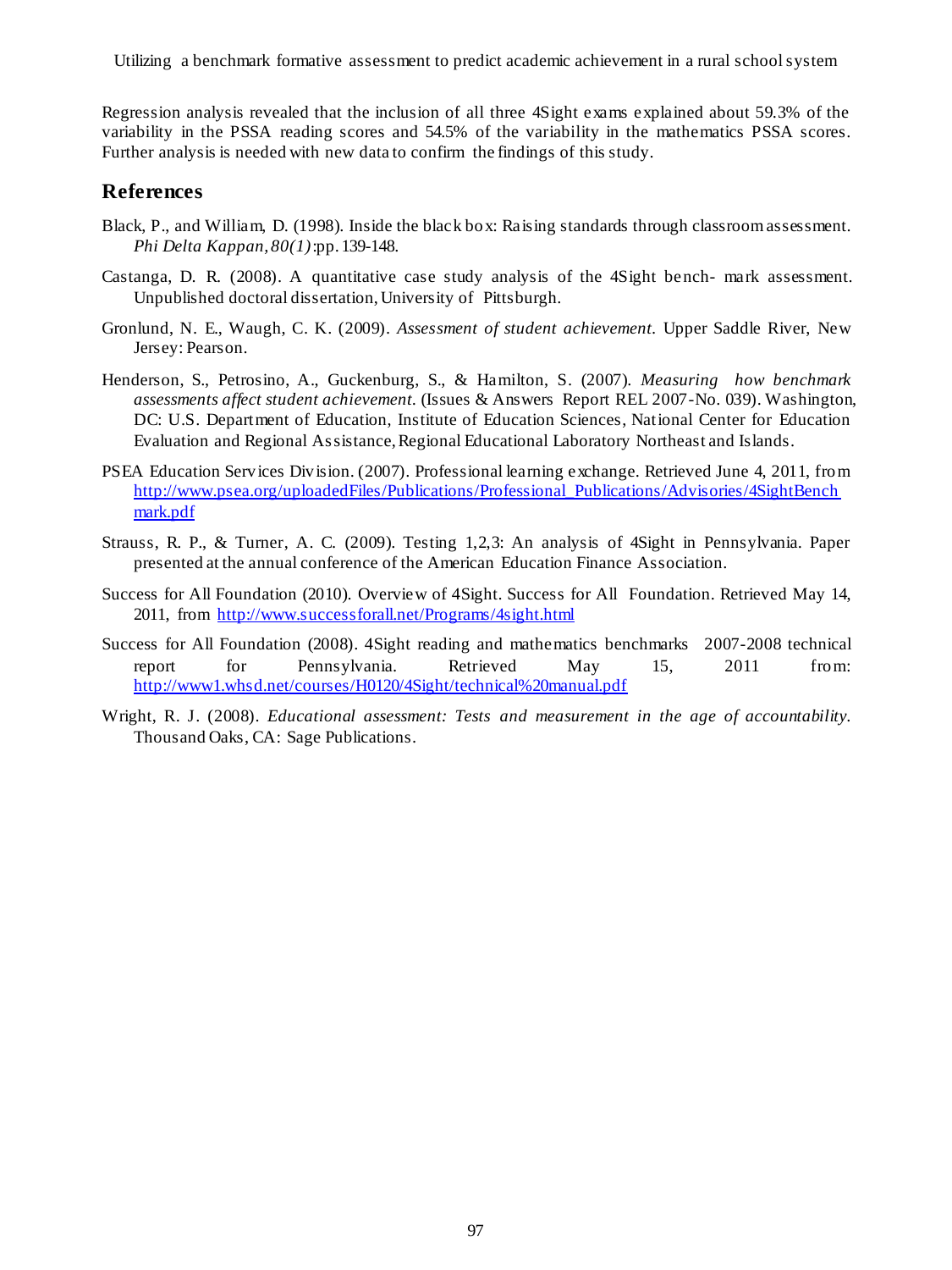Regression analysis revealed that the inclusion of all three 4Sight exams explained about 59.3% of the variability in the PSSA reading scores and 54.5% of the variability in the mathematics PSSA scores. Further analysis is needed with new data to confirm the findings of this study.

## References

Black, P., and William, D. (1998). Inside the black box: Raising standards through classroom assessment. *Phi Delta Kappan, 80(1)*:pp. 139-148.

Castanga, D. R. (2008). A quantitative case study analysis of the 4Sight bench- mark assessment. Unpublished doctoral dissertation, University of Pittsburgh.

Gronlund, N. E., Waugh, C. K. (2009). *Assessment of student achievement.* Upper Saddle River, New Jersey: Pearson.

Henderson, S., Petrosino, A., Guckenburg, S., & Hamilton, S. (2007). *Measuring how benchmark assessments affect student achievement.* (Issues & Answers Report REL 2007-No. 039). Washington, DC: U.S. Department of Education, Institute of Education Sciences, National Center for Education Evaluation and Regional Assistance, Regional Educational Laboratory Northeast and Islands.

PSEA Education Services Division. (2007). Professional learning exchange. Retrieved June 4, 2011, from http://www.psea.org/uploadedFiles/Publications/Professional_Publications/Advisories/4SightBenchmark.pdf

Strauss, R. P., & Turner, A. C. (2009). Testing 1,2,3: An analysis of 4Sight in Pennsylvania. Paper presented at the annual conference of the American Education Finance Association.

Success for All Foundation (2010). Overview of 4Sight. Success for All Foundation. Retrieved May 14, 2011, from http://www.successforall.net/Programs/4sight.html

Success for All Foundation (2008). 4Sight reading and mathematics benchmarks 2007-2008 technical report for Pennsylvania. Retrieved May 15, 2011 from: http://www1.whsd.net/courses/H0120/4Sight/technical%20manual.pdf

Wright, R. J. (2008). *Educational assessment: Tests and measurement in the age of accountability.* Thousand Oaks, CA: Sage Publications.